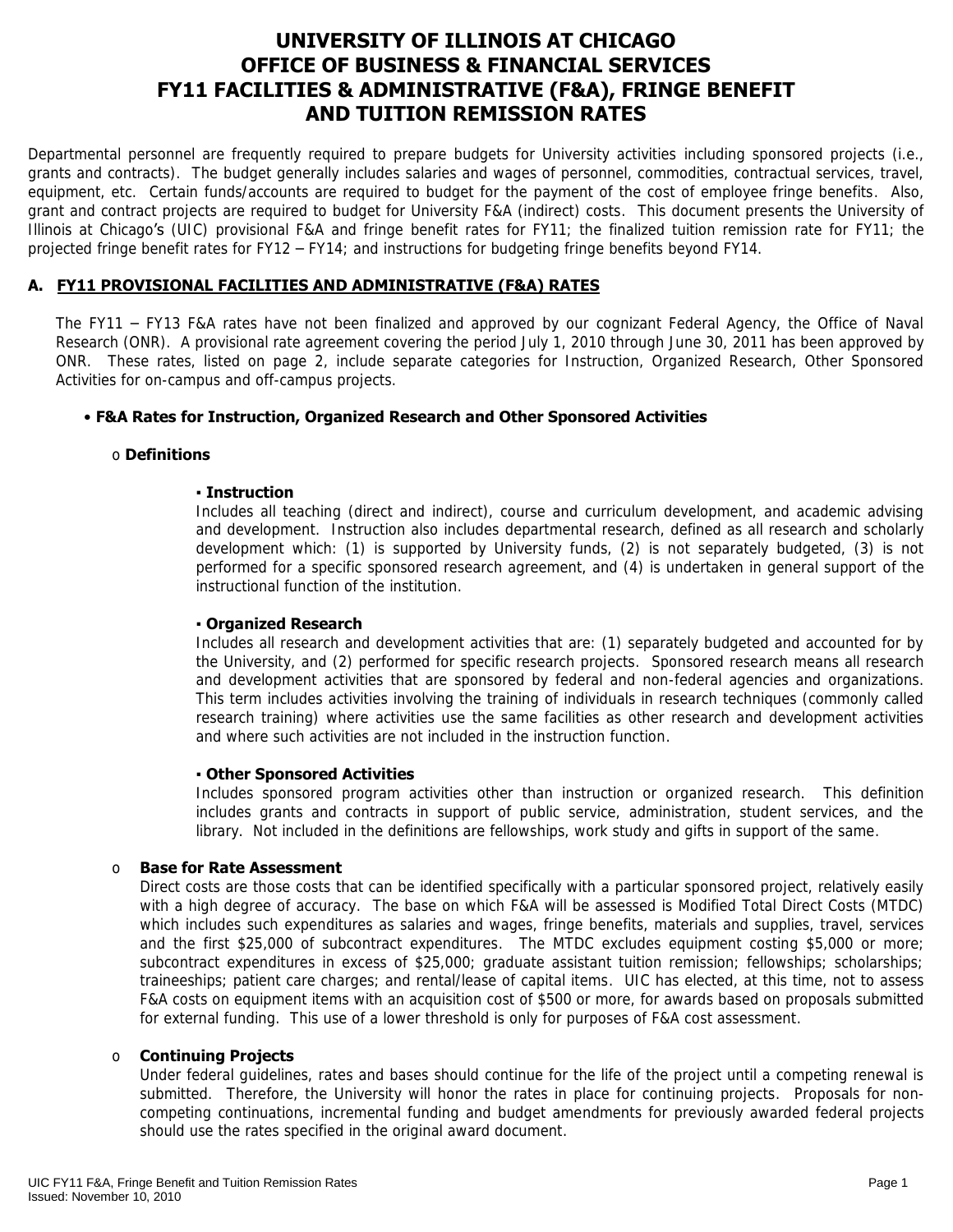# UNIVERSITY OF ILLINOIS AT CHICAGO
# OFFICE OF BUSINESS & FINANCIAL SERVICES
# FY11 FACILITIES & ADMINISTRATIVE (F&A), FRINGE BENEFIT AND TUITION REMISSION RATES

Departmental personnel are frequently required to prepare budgets for University activities including sponsored projects (i.e., grants and contracts). The budget generally includes salaries and wages of personnel, commodities, contractual services, travel, equipment, etc. Certain funds/accounts are required to budget for the payment of the cost of employee fringe benefits. Also, grant and contract projects are required to budget for University F&A (indirect) costs. This document presents the University of Illinois at Chicago's (UIC) provisional F&A and fringe benefit rates for FY11; the finalized tuition remission rate for FY11; the projected fringe benefit rates for FY12 – FY14; and instructions for budgeting fringe benefits beyond FY14.

## A. FY11 PROVISIONAL FACILITIES AND ADMINISTRATIVE (F&A) RATES

The FY11 – FY13 F&A rates have not been finalized and approved by our cognizant Federal Agency, the Office of Naval Research (ONR). A provisional rate agreement covering the period July 1, 2010 through June 30, 2011 has been approved by ONR. These rates, listed on page 2, include separate categories for Instruction, Organized Research, Other Sponsored Activities for on-campus and off-campus projects.

- **F&A Rates for Instruction, Organized Research and Other Sponsored Activities**
  - **Definitions**
    - **Instruction**

      Includes all teaching (direct and indirect), course and curriculum development, and academic advising and development. Instruction also includes departmental research, defined as all research and scholarly development which: (1) is supported by University funds, (2) is not separately budgeted, (3) is not performed for a specific sponsored research agreement, and (4) is undertaken in general support of the instructional function of the institution.

    - **Organized Research**

      Includes all research and development activities that are: (1) separately budgeted and accounted for by the University, and (2) performed for specific research projects. Sponsored research means all research and development activities that are sponsored by federal and non-federal agencies and organizations. This term includes activities involving the training of individuals in research techniques (commonly called research training) where activities use the same facilities as other research and development activities and where such activities are not included in the instruction function.

    - **Other Sponsored Activities**

      Includes sponsored program activities other than instruction or organized research. This definition includes grants and contracts in support of public service, administration, student services, and the library. Not included in the definitions are fellowships, work study and gifts in support of the same.

  - **Base for Rate Assessment**

    Direct costs are those costs that can be identified specifically with a particular sponsored project, relatively easily with a high degree of accuracy. The base on which F&A will be assessed is Modified Total Direct Costs (MTDC) which includes such expenditures as salaries and wages, fringe benefits, materials and supplies, travel, services and the first $25,000 of subcontract expenditures. The MTDC excludes equipment costing $5,000 or more; subcontract expenditures in excess of $25,000; graduate assistant tuition remission; fellowships; scholarships; traineeships; patient care charges; and rental/lease of capital items. UIC has elected, at this time, not to assess F&A costs on equipment items with an acquisition cost of $500 or more, for awards based on proposals submitted for external funding. This use of a lower threshold is only for purposes of F&A cost assessment.

  - **Continuing Projects**

    Under federal guidelines, rates and bases should continue for the life of the project until a competing renewal is submitted. Therefore, the University will honor the rates in place for continuing projects. Proposals for non-competing continuations, incremental funding and budget amendments for previously awarded federal projects should use the rates specified in the original award document.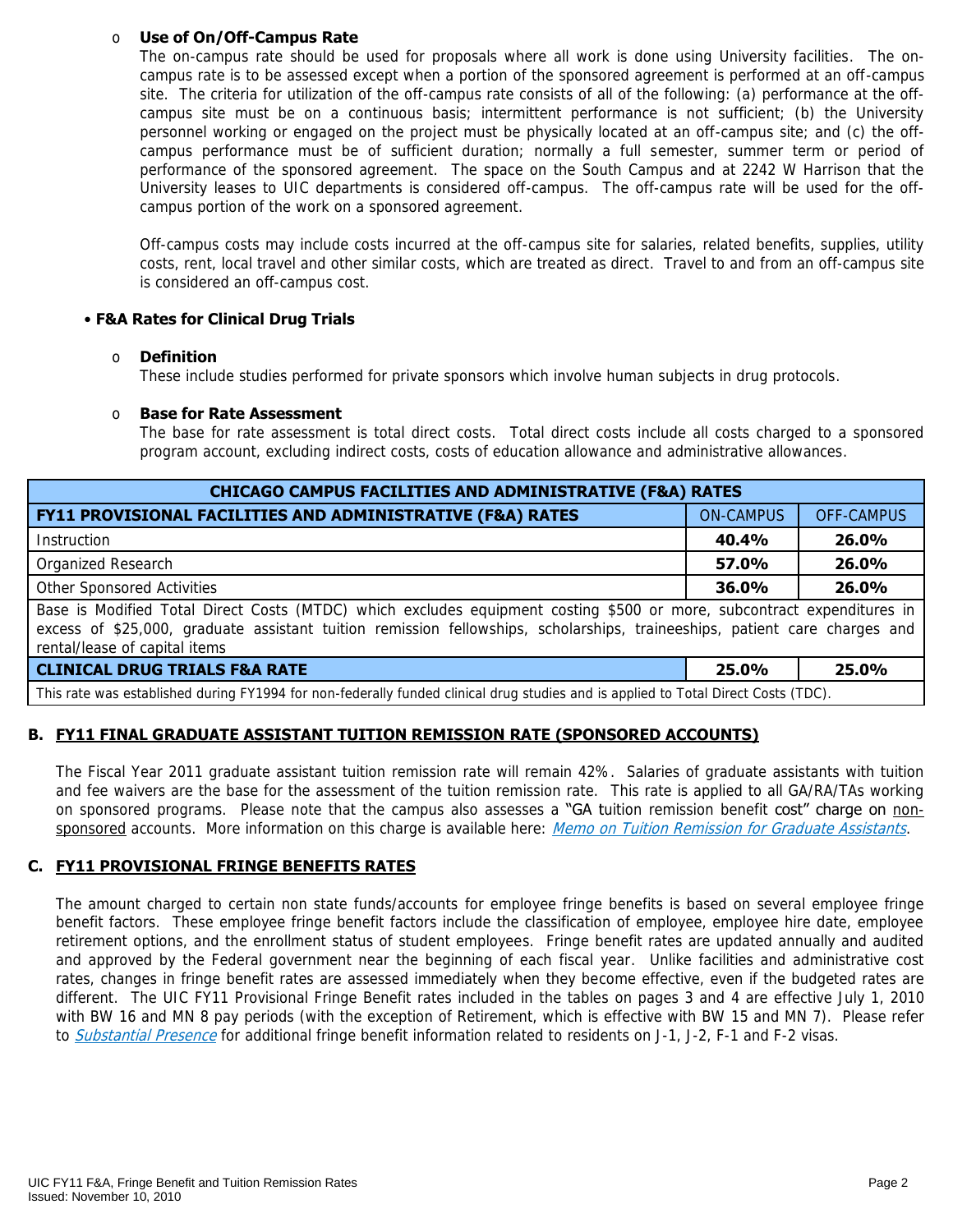- **Use of On/Off-Campus Rate**

  The on-campus rate should be used for proposals where all work is done using University facilities. The on-campus rate is to be assessed except when a portion of the sponsored agreement is performed at an off-campus site. The criteria for utilization of the off-campus rate consists of all of the following: (a) performance at the off-campus site must be on a continuous basis; intermittent performance is not sufficient; (b) the University personnel working or engaged on the project must be physically located at an off-campus site; and (c) the off-campus performance must be of sufficient duration; normally a full semester, summer term or period of performance of the sponsored agreement. The space on the South Campus and at 2242 W Harrison that the University leases to UIC departments is considered off-campus. The off-campus rate will be used for the off-campus portion of the work on a sponsored agreement.

  Off-campus costs may include costs incurred at the off-campus site for salaries, related benefits, supplies, utility costs, rent, local travel and other similar costs, which are treated as direct. Travel to and from an off-campus site is considered an off-campus cost.

- **F&A Rates for Clinical Drug Trials**

  - **Definition**

    These include studies performed for private sponsors which involve human subjects in drug protocols.

  - **Base for Rate Assessment**

    The base for rate assessment is total direct costs. Total direct costs include all costs charged to a sponsored program account, excluding indirect costs, costs of education allowance and administrative allowances.

| CHICAGO CAMPUS FACILITIES AND ADMINISTRATIVE (F&A) RATES | | |
|---|---|---|
| **FY11 PROVISIONAL FACILITIES AND ADMINISTRATIVE (F&A) RATES** | ON-CAMPUS | OFF-CAMPUS |
| Instruction | **40.4%** | **26.0%** |
| Organized Research | **57.0%** | **26.0%** |
| Other Sponsored Activities | **36.0%** | **26.0%** |
| Base is Modified Total Direct Costs (MTDC) which excludes equipment costing $500 or more, subcontract expenditures in excess of $25,000, graduate assistant tuition remission fellowships, scholarships, traineeships, patient care charges and rental/lease of capital items | | |
| **CLINICAL DRUG TRIALS F&A RATE** | **25.0%** | **25.0%** |
| This rate was established during FY1994 for non-federally funded clinical drug studies and is applied to Total Direct Costs (TDC). | | |

## B. FY11 FINAL GRADUATE ASSISTANT TUITION REMISSION RATE (SPONSORED ACCOUNTS)

The Fiscal Year 2011 graduate assistant tuition remission rate will remain 42%. Salaries of graduate assistants with tuition and fee waivers are the base for the assessment of the tuition remission rate. This rate is applied to all GA/RA/TAs working on sponsored programs. Please note that the campus also assesses a "GA tuition remission benefit cost" charge on non-sponsored accounts. More information on this charge is available here: *Memo on Tuition Remission for Graduate Assistants*.

## C. FY11 PROVISIONAL FRINGE BENEFITS RATES

The amount charged to certain non state funds/accounts for employee fringe benefits is based on several employee fringe benefit factors. These employee fringe benefit factors include the classification of employee, employee hire date, employee retirement options, and the enrollment status of student employees. Fringe benefit rates are updated annually and audited and approved by the Federal government near the beginning of each fiscal year. Unlike facilities and administrative cost rates, changes in fringe benefit rates are assessed immediately when they become effective, even if the budgeted rates are different. The UIC FY11 Provisional Fringe Benefit rates included in the tables on pages 3 and 4 are effective July 1, 2010 with BW 16 and MN 8 pay periods (with the exception of Retirement, which is effective with BW 15 and MN 7). Please refer to *Substantial Presence* for additional fringe benefit information related to residents on J-1, J-2, F-1 and F-2 visas.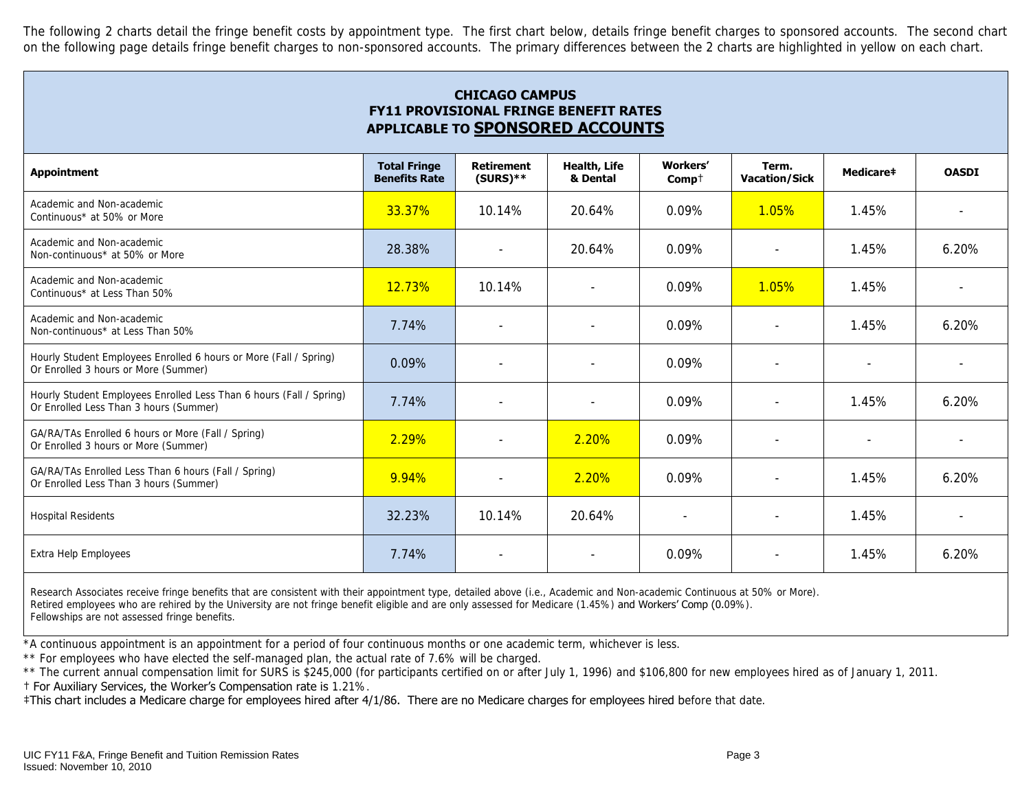The following 2 charts detail the fringe benefit costs by appointment type. The first chart below, details fringe benefit charges to sponsored accounts. The second chart on the following page details fringe benefit charges to non-sponsored accounts. The primary differences between the 2 charts are highlighted in yellow on each chart.

## CHICAGO CAMPUS
## FY11 PROVISIONAL FRINGE BENEFIT RATES
## APPLICABLE TO SPONSORED ACCOUNTS

| Appointment | Total Fringe Benefits Rate | Retirement (SURS)** | Health, Life & Dental | Workers' Comp† | Term. Vacation/Sick | Medicare‡ | OASDI |
|---|---|---|---|---|---|---|---|
| Academic and Non-academic Continuous* at 50% or More | 33.37% | 10.14% | 20.64% | 0.09% | 1.05% | 1.45% | - |
| Academic and Non-academic Non-continuous* at 50% or More | 28.38% | - | 20.64% | 0.09% | - | 1.45% | 6.20% |
| Academic and Non-academic Continuous* at Less Than 50% | 12.73% | 10.14% | - | 0.09% | 1.05% | 1.45% | - |
| Academic and Non-academic Non-continuous* at Less Than 50% | 7.74% | - | - | 0.09% | - | 1.45% | 6.20% |
| Hourly Student Employees Enrolled 6 hours or More (Fall / Spring) Or Enrolled 3 hours or More (Summer) | 0.09% | - | - | 0.09% | - | - | - |
| Hourly Student Employees Enrolled Less Than 6 hours (Fall / Spring) Or Enrolled Less Than 3 hours (Summer) | 7.74% | - | - | 0.09% | - | 1.45% | 6.20% |
| GA/RA/TAs Enrolled 6 hours or More (Fall / Spring) Or Enrolled 3 hours or More (Summer) | 2.29% | - | 2.20% | 0.09% | - | - | - |
| GA/RA/TAs Enrolled Less Than 6 hours (Fall / Spring) Or Enrolled Less Than 3 hours (Summer) | 9.94% | - | 2.20% | 0.09% | - | 1.45% | 6.20% |
| Hospital Residents | 32.23% | 10.14% | 20.64% | - | - | 1.45% | - |
| Extra Help Employees | 7.74% | - | - | 0.09% | - | 1.45% | 6.20% |

Research Associates receive fringe benefits that are consistent with their appointment type, detailed above (i.e., Academic and Non-academic Continuous at 50% or More).
Retired employees who are rehired by the University are not fringe benefit eligible and are only assessed for Medicare (1.45%) and Workers' Comp (0.09%).
Fellowships are not assessed fringe benefits.

*A continuous appointment is an appointment for a period of four continuous months or one academic term, whichever is less.

** For employees who have elected the self-managed plan, the actual rate of 7.6% will be charged.

** The current annual compensation limit for SURS is $245,000 (for participants certified on or after July 1, 1996) and $106,800 for new employees hired as of January 1, 2011.

† For Auxiliary Services, the Worker's Compensation rate is 1.21%.

‡This chart includes a Medicare charge for employees hired after 4/1/86. There are no Medicare charges for employees hired before that date.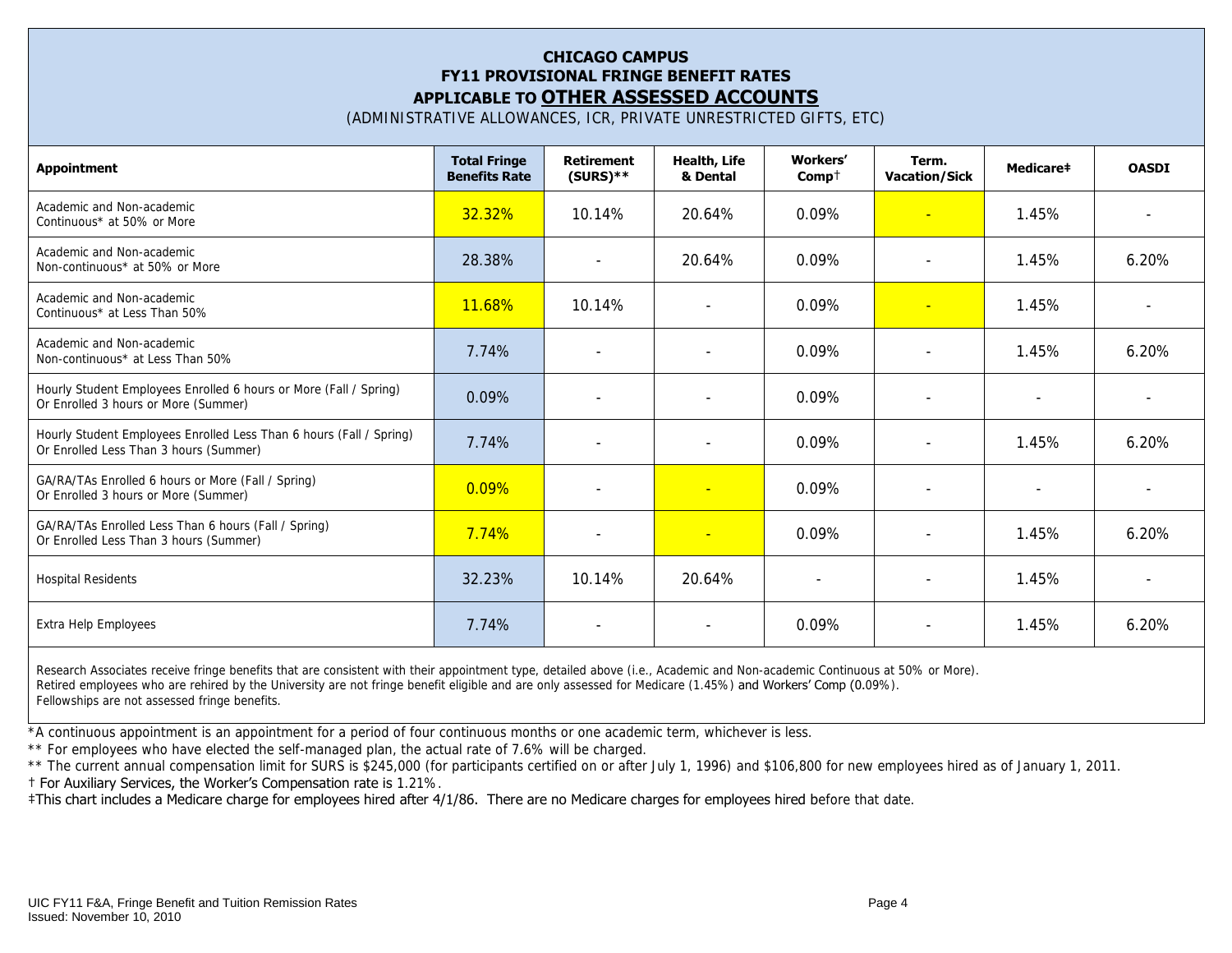# CHICAGO CAMPUS
## FY11 PROVISIONAL FRINGE BENEFIT RATES
## APPLICABLE TO **OTHER ASSESSED ACCOUNTS**

(ADMINISTRATIVE ALLOWANCES, ICR, PRIVATE UNRESTRICTED GIFTS, ETC)

| Appointment | Total Fringe Benefits Rate | Retirement (SURS)** | Health, Life & Dental | Workers' Comp† | Term. Vacation/Sick | Medicare‡ | OASDI |
|---|---|---|---|---|---|---|---|
| Academic and Non-academic Continuous* at 50% or More | 32.32% | 10.14% | 20.64% | 0.09% | - | 1.45% | - |
| Academic and Non-academic Non-continuous* at 50% or More | 28.38% | - | 20.64% | 0.09% | - | 1.45% | 6.20% |
| Academic and Non-academic Continuous* at Less Than 50% | 11.68% | 10.14% | - | 0.09% | - | 1.45% | - |
| Academic and Non-academic Non-continuous* at Less Than 50% | 7.74% | - | - | 0.09% | - | 1.45% | 6.20% |
| Hourly Student Employees Enrolled 6 hours or More (Fall / Spring) Or Enrolled 3 hours or More (Summer) | 0.09% | - | - | 0.09% | - | - | - |
| Hourly Student Employees Enrolled Less Than 6 hours (Fall / Spring) Or Enrolled Less Than 3 hours (Summer) | 7.74% | - | - | 0.09% | - | 1.45% | 6.20% |
| GA/RA/TAs Enrolled 6 hours or More (Fall / Spring) Or Enrolled 3 hours or More (Summer) | 0.09% | - | - | 0.09% | - | - | - |
| GA/RA/TAs Enrolled Less Than 6 hours (Fall / Spring) Or Enrolled Less Than 3 hours (Summer) | 7.74% | - | - | 0.09% | - | 1.45% | 6.20% |
| Hospital Residents | 32.23% | 10.14% | 20.64% | - | - | 1.45% | - |
| Extra Help Employees | 7.74% | - | - | 0.09% | - | 1.45% | 6.20% |

Research Associates receive fringe benefits that are consistent with their appointment type, detailed above (i.e., Academic and Non-academic Continuous at 50% or More).
Retired employees who are rehired by the University are not fringe benefit eligible and are only assessed for Medicare (1.45%) and Workers' Comp (0.09%).
Fellowships are not assessed fringe benefits.

*A continuous appointment is an appointment for a period of four continuous months or one academic term, whichever is less.

** For employees who have elected the self-managed plan, the actual rate of 7.6% will be charged.

** The current annual compensation limit for SURS is $245,000 (for participants certified on or after July 1, 1996) and $106,800 for new employees hired as of January 1, 2011.

† For Auxiliary Services, the Worker's Compensation rate is 1.21%.

‡This chart includes a Medicare charge for employees hired after 4/1/86. There are no Medicare charges for employees hired before that date.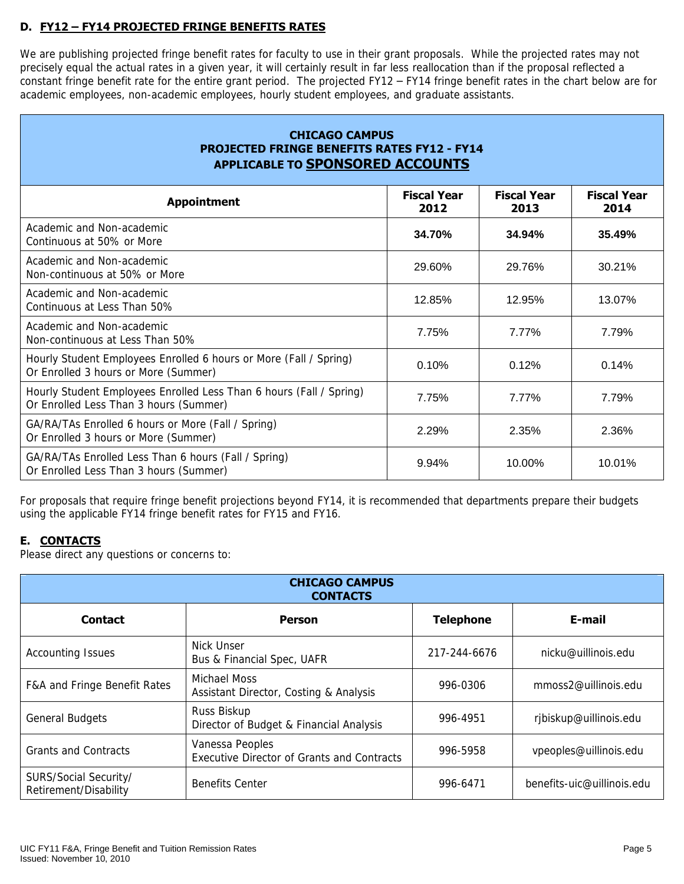## D. FY12 – FY14 PROJECTED FRINGE BENEFITS RATES

We are publishing projected fringe benefit rates for faculty to use in their grant proposals. While the projected rates may not precisely equal the actual rates in a given year, it will certainly result in far less reallocation than if the proposal reflected a constant fringe benefit rate for the entire grant period. The projected FY12 – FY14 fringe benefit rates in the chart below are for academic employees, non-academic employees, hourly student employees, and graduate assistants.

**CHICAGO CAMPUS**
**PROJECTED FRINGE BENEFITS RATES FY12 - FY14**
**APPLICABLE TO SPONSORED ACCOUNTS**

| Appointment | Fiscal Year 2012 | Fiscal Year 2013 | Fiscal Year 2014 |
|---|---|---|---|
| Academic and Non-academic Continuous at 50% or More | **34.70%** | **34.94%** | **35.49%** |
| Academic and Non-academic Non-continuous at 50% or More | 29.60% | 29.76% | 30.21% |
| Academic and Non-academic Continuous at Less Than 50% | 12.85% | 12.95% | 13.07% |
| Academic and Non-academic Non-continuous at Less Than 50% | 7.75% | 7.77% | 7.79% |
| Hourly Student Employees Enrolled 6 hours or More (Fall / Spring) Or Enrolled 3 hours or More (Summer) | 0.10% | 0.12% | 0.14% |
| Hourly Student Employees Enrolled Less Than 6 hours (Fall / Spring) Or Enrolled Less Than 3 hours (Summer) | 7.75% | 7.77% | 7.79% |
| GA/RA/TAs Enrolled 6 hours or More (Fall / Spring) Or Enrolled 3 hours or More (Summer) | 2.29% | 2.35% | 2.36% |
| GA/RA/TAs Enrolled Less Than 6 hours (Fall / Spring) Or Enrolled Less Than 3 hours (Summer) | 9.94% | 10.00% | 10.01% |

For proposals that require fringe benefit projections beyond FY14, it is recommended that departments prepare their budgets using the applicable FY14 fringe benefit rates for FY15 and FY16.

## E. CONTACTS

Please direct any questions or concerns to:

**CHICAGO CAMPUS**
**CONTACTS**

| Contact | Person | Telephone | E-mail |
|---|---|---|---|
| Accounting Issues | Nick Unser<br>Bus & Financial Spec, UAFR | 217-244-6676 | nicku@uillinois.edu |
| F&A and Fringe Benefit Rates | Michael Moss<br>Assistant Director, Costing & Analysis | 996-0306 | mmoss2@uillinois.edu |
| General Budgets | Russ Biskup<br>Director of Budget & Financial Analysis | 996-4951 | rjbiskup@uillinois.edu |
| Grants and Contracts | Vanessa Peoples<br>Executive Director of Grants and Contracts | 996-5958 | vpeoples@uillinois.edu |
| SURS/Social Security/ Retirement/Disability | Benefits Center | 996-6471 | benefits-uic@uillinois.edu |